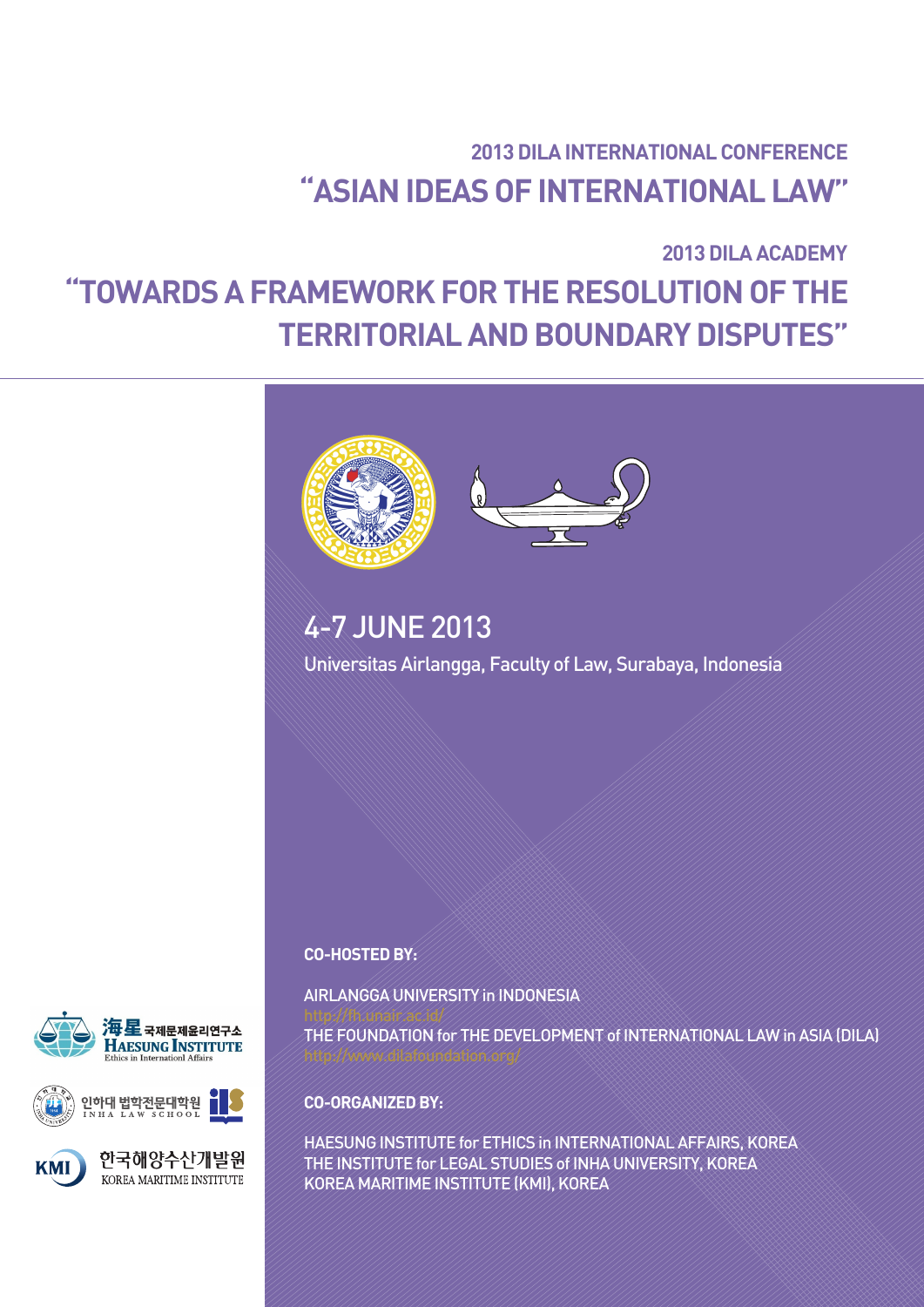## 2013 DILA INTERNATIONAL CONFERENCE

# "ASIAN IDEAS OF INTERNATIONAL LAW"

## 2013 DILA ACADEMY

# "TOWARDS A FRAMEWORK FOR THE RESOLUTION OF THE TERRITORIAL AND BOUNDARY DISPUTES"

## 4-7 JUNE 2013

Universitas Airlangga, Faculty of Law, Surabaya, Indonesia

**CO-HOSTED BY:**

AIRLANGGA UNIVERSITY in INDONESIA
http://fh.unair.ac.id/
THE FOUNDATION for THE DEVELOPMENT of INTERNATIONAL LAW in ASIA (DILA)
http://www.dilafoundation.org/

**CO-ORGANIZED BY:**

HAESUNG INSTITUTE for ETHICS in INTERNATIONAL AFFAIRS, KOREA
THE INSTITUTE for LEGAL STUDIES of INHA UNIVERSITY, KOREA
KOREA MARITIME INSTITUTE (KMI), KOREA

海星 국제문제윤리연구소
HAESUNG INSTITUTE
Ethics in Internationl Affairs

인하대 법학전문대학원
INHA LAW SCHOOL

KMI 한국해양수산개발원
KOREA MARITIME INSTITUTE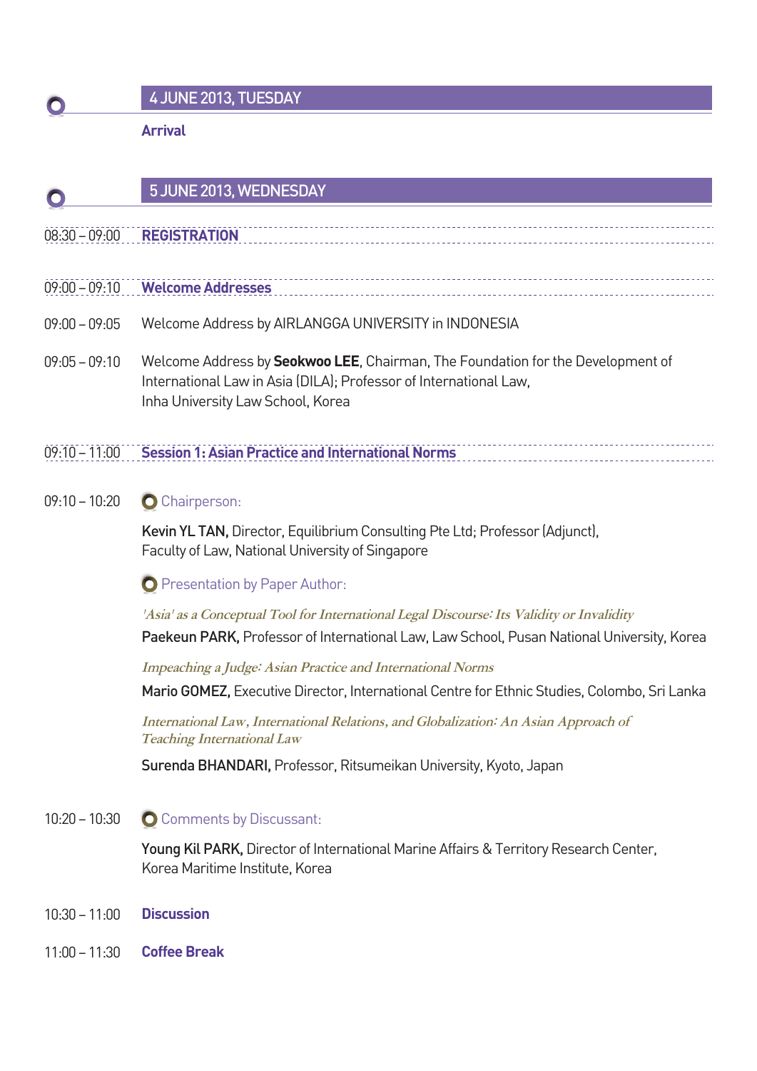## 4 JUNE 2013, TUESDAY

**Arrival**

## 5 JUNE 2013, WEDNESDAY

08:30 – 09:00 **REGISTRATION**

09:00 – 09:10 **Welcome Addresses**

09:00 – 09:05 Welcome Address by AIRLANGGA UNIVERSITY in INDONESIA

09:05 – 09:10 Welcome Address by **Seokwoo LEE**, Chairman, The Foundation for the Development of International Law in Asia (DILA); Professor of International Law, Inha University Law School, Korea

09:10 – 11:00 **Session 1: Asian Practice and International Norms**

09:10 – 10:20 Chairperson:

**Kevin YL TAN,** Director, Equilibrium Consulting Pte Ltd; Professor (Adjunct), Faculty of Law, National University of Singapore

Presentation by Paper Author:

*'Asia' as a Conceptual Tool for International Legal Discourse: Its Validity or Invalidity*
**Paekeun PARK,** Professor of International Law, Law School, Pusan National University, Korea

*Impeaching a Judge: Asian Practice and International Norms*
**Mario GOMEZ,** Executive Director, International Centre for Ethnic Studies, Colombo, Sri Lanka

*International Law, International Relations, and Globalization: An Asian Approach of Teaching International Law*
**Surenda BHANDARI,** Professor, Ritsumeikan University, Kyoto, Japan

10:20 – 10:30 Comments by Discussant:

**Young Kil PARK,** Director of International Marine Affairs & Territory Research Center, Korea Maritime Institute, Korea

10:30 – 11:00 **Discussion**

11:00 – 11:30 **Coffee Break**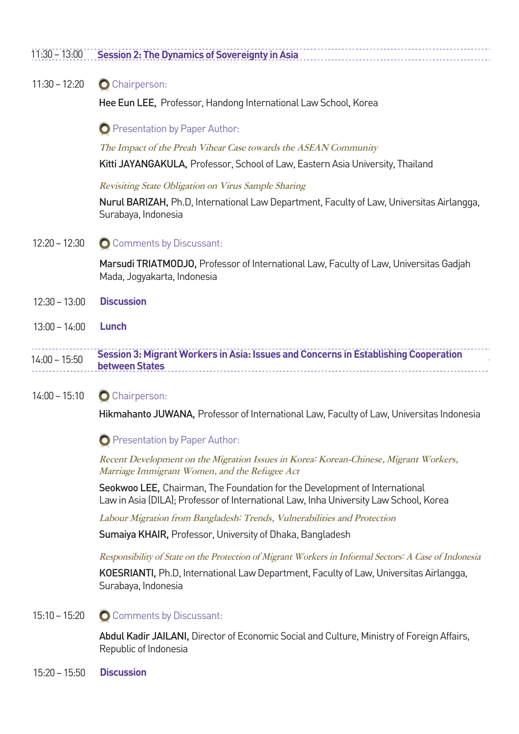## 11:30 – 13:00 Session 2: The Dynamics of Sovereignty in Asia

**11:30 – 12:20**

Chairperson:

**Hee Eun LEE,** Professor, Handong International Law School, Korea

Presentation by Paper Author:

*The Impact of the Preah Vihear Case towards the ASEAN Community*

**Kitti JAYANGAKULA,** Professor, School of Law, Eastern Asia University, Thailand

*Revisiting State Obligation on Virus Sample Sharing*

**Nurul BARIZAH,** Ph.D, International Law Department, Faculty of Law, Universitas Airlangga, Surabaya, Indonesia

**12:20 – 12:30**

Comments by Discussant:

**Marsudi TRIATMODJO,** Professor of International Law, Faculty of Law, Universitas Gadjah Mada, Jogyakarta, Indonesia

**12:30 – 13:00** **Discussion**

**13:00 – 14:00** **Lunch**

## 14:00 – 15:50 Session 3: Migrant Workers in Asia: Issues and Concerns in Establishing Cooperation between States

**14:00 – 15:10**

Chairperson:

**Hikmahanto JUWANA,** Professor of International Law, Faculty of Law, Universitas Indonesia

Presentation by Paper Author:

*Recent Development on the Migration Issues in Korea: Korean-Chinese, Migrant Workers, Marriage Immigrant Women, and the Refugee Act*

**Seokwoo LEE,** Chairman, The Foundation for the Development of International Law in Asia (DILA); Professor of International Law, Inha University Law School, Korea

*Labour Migration from Bangladesh: Trends, Vulnerabilities and Protection*

**Sumaiya KHAIR,** Professor, University of Dhaka, Bangladesh

*Responsibility of State on the Protection of Migrant Workers in Informal Sectors: A Case of Indonesia*

**KOESRIANTI,** Ph.D, International Law Department, Faculty of Law, Universitas Airlangga, Surabaya, Indonesia

**15:10 – 15:20**

Comments by Discussant:

**Abdul Kadir JAILANI,** Director of Economic Social and Culture, Ministry of Foreign Affairs, Republic of Indonesia

**15:20 – 15:50** **Discussion**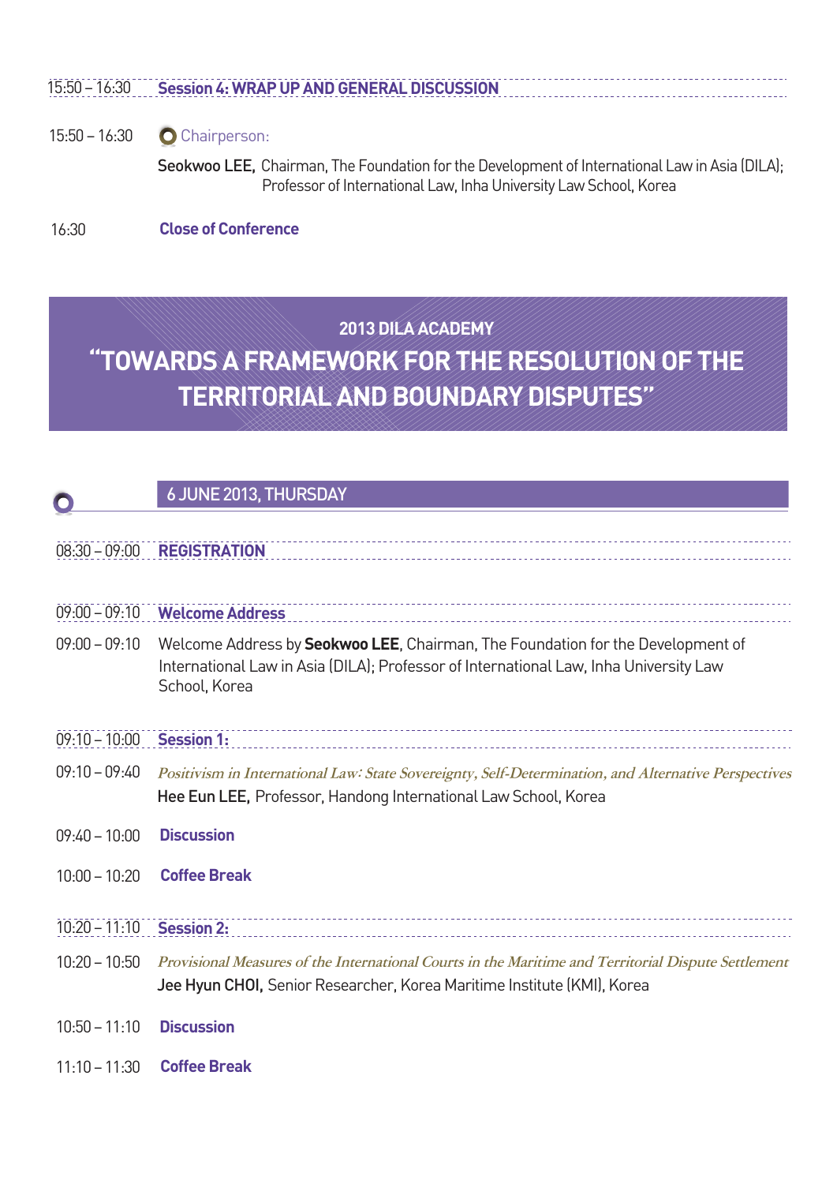15:50 – 16:30 **Session 4: WRAP UP AND GENERAL DISCUSSION**

15:50 – 16:30 Chairperson:

**Seokwoo LEE,** Chairman, The Foundation for the Development of International Law in Asia (DILA); Professor of International Law, Inha University Law School, Korea

16:30 **Close of Conference**

## 2013 DILA ACADEMY

# "TOWARDS A FRAMEWORK FOR THE RESOLUTION OF THE TERRITORIAL AND BOUNDARY DISPUTES"

### 6 JUNE 2013, THURSDAY

08:30 – 09:00 **REGISTRATION**

09:00 – 09:10 **Welcome Address**

09:00 – 09:10 Welcome Address by **Seokwoo LEE**, Chairman, The Foundation for the Development of International Law in Asia (DILA); Professor of International Law, Inha University Law School, Korea

09:10 – 10:00 **Session 1:**

09:10 – 09:40 *Positivism in International Law: State Sovereignty, Self-Determination, and Alternative Perspectives*
**Hee Eun LEE,** Professor, Handong International Law School, Korea

09:40 – 10:00 **Discussion**

10:00 – 10:20 **Coffee Break**

10:20 – 11:10 **Session 2:**

10:20 – 10:50 *Provisional Measures of the International Courts in the Maritime and Territorial Dispute Settlement*
**Jee Hyun CHOI,** Senior Researcher, Korea Maritime Institute (KMI), Korea

10:50 – 11:10 **Discussion**

11:10 – 11:30 **Coffee Break**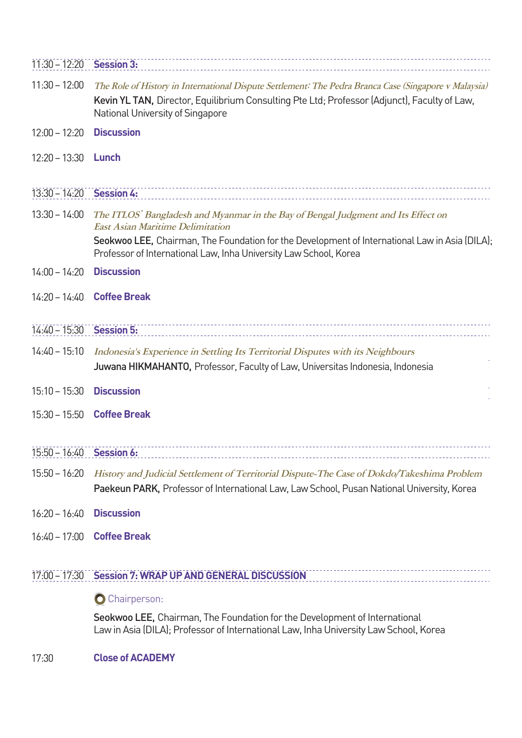**11:30 – 12:20 Session 3:**

11:30 – 12:00 *The Role of History in International Dispute Settlement: The Pedra Branca Case (Singapore v Malaysia)*
**Kevin YL TAN,** Director, Equilibrium Consulting Pte Ltd; Professor (Adjunct), Faculty of Law, National University of Singapore

12:00 – 12:20 **Discussion**

12:20 – 13:30 **Lunch**

**13:30 – 14:20 Session 4:**

13:30 – 14:00 *The ITLOS' Bangladesh and Myanmar in the Bay of Bengal Judgment and Its Effect on East Asian Maritime Delimitation*
**Seokwoo LEE,** Chairman, The Foundation for the Development of International Law in Asia (DILA); Professor of International Law, Inha University Law School, Korea

14:00 – 14:20 **Discussion**

14:20 – 14:40 **Coffee Break**

**14:40 – 15:30 Session 5:**

14:40 – 15:10 *Indonesia's Experience in Settling Its Territorial Disputes with its Neighbours*
**Juwana HIKMAHANTO,** Professor, Faculty of Law, Universitas Indonesia, Indonesia

15:10 – 15:30 **Discussion**

15:30 – 15:50 **Coffee Break**

**15:50 – 16:40 Session 6:**

15:50 – 16:20 *History and Judicial Settlement of Territorial Dispute-The Case of Dokdo/Takeshima Problem*
**Paekeun PARK,** Professor of International Law, Law School, Pusan National University, Korea

16:20 – 16:40 **Discussion**

16:40 – 17:00 **Coffee Break**

**17:00 – 17:30 Session 7: WRAP UP AND GENERAL DISCUSSION**

Chairperson:

**Seokwoo LEE,** Chairman, The Foundation for the Development of International Law in Asia (DILA); Professor of International Law, Inha University Law School, Korea

17:30 **Close of ACADEMY**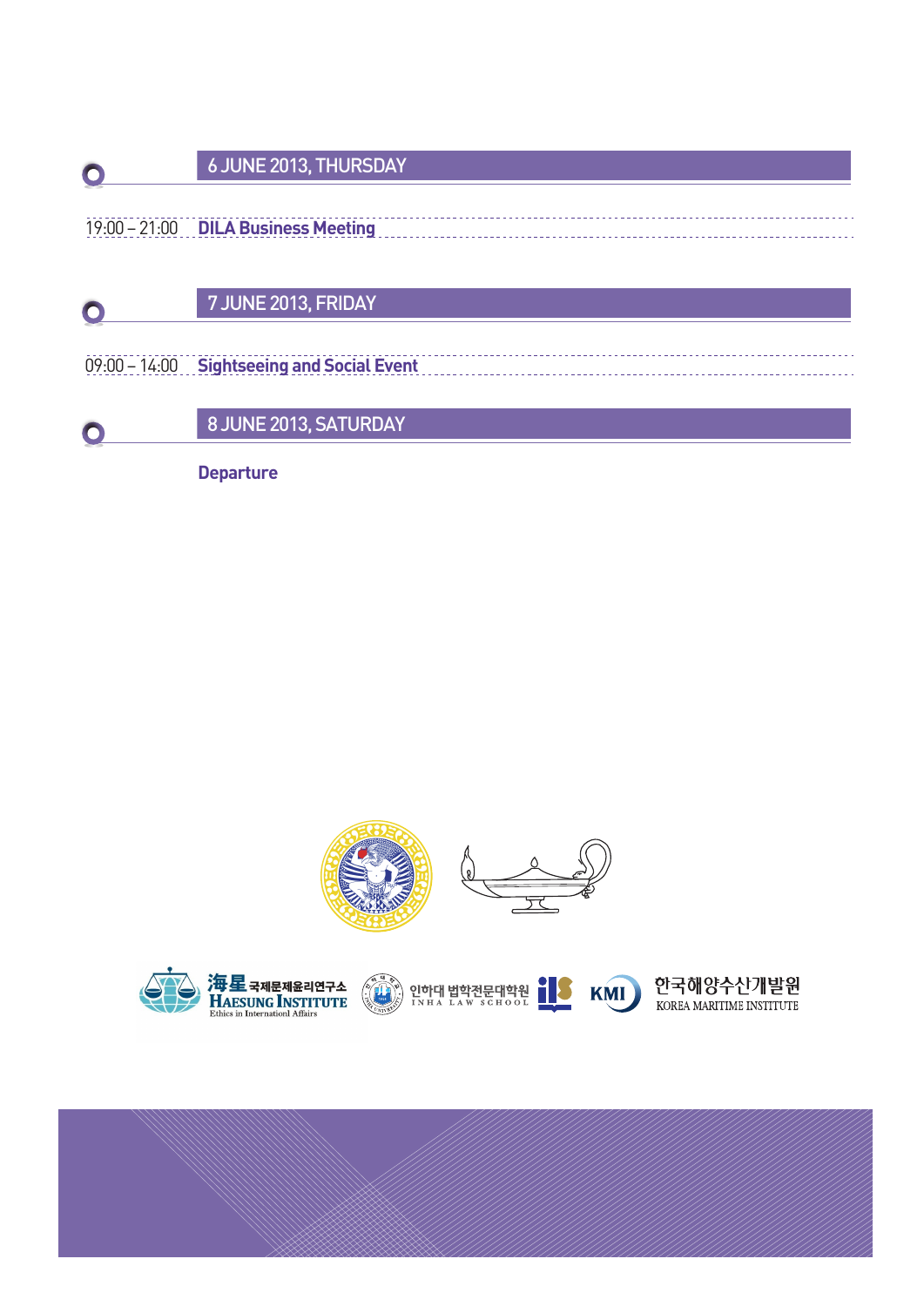## 6 JUNE 2013, THURSDAY

19:00 – 21:00 **DILA Business Meeting**

## 7 JUNE 2013, FRIDAY

09:00 – 14:00 **Sightseeing and Social Event**

## 8 JUNE 2013, SATURDAY

**Departure**

海星 국제문제윤리연구소
HAESUNG INSTITUTE
Ethics in Internationl Affairs

인하대 법학전문대학원
INHA LAW SCHOOL

KMI 한국해양수산개발원
KOREA MARITIME INSTITUTE